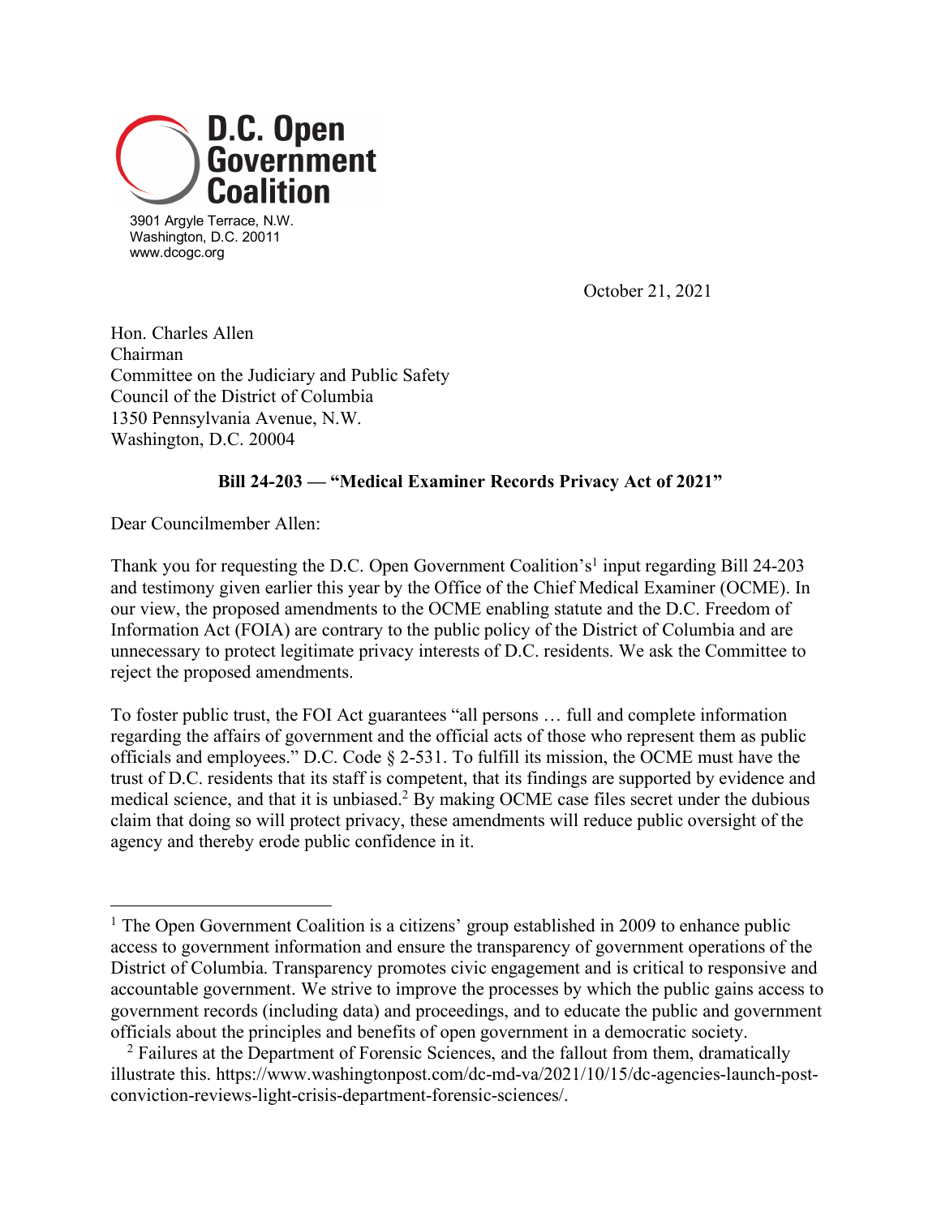**D.C. Open Government Coalition**

3901 Argyle Terrace, N.W.
Washington, D.C. 20011
www.dcogc.org

October 21, 2021

Hon. Charles Allen
Chairman
Committee on the Judiciary and Public Safety
Council of the District of Columbia
1350 Pennsylvania Avenue, N.W.
Washington, D.C. 20004

**Bill 24-203 — "Medical Examiner Records Privacy Act of 2021"**

Dear Councilmember Allen:

Thank you for requesting the D.C. Open Government Coalition's[1] input regarding Bill 24-203 and testimony given earlier this year by the Office of the Chief Medical Examiner (OCME). In our view, the proposed amendments to the OCME enabling statute and the D.C. Freedom of Information Act (FOIA) are contrary to the public policy of the District of Columbia and are unnecessary to protect legitimate privacy interests of D.C. residents. We ask the Committee to reject the proposed amendments.

To foster public trust, the FOI Act guarantees "all persons … full and complete information regarding the affairs of government and the official acts of those who represent them as public officials and employees." D.C. Code § 2-531. To fulfill its mission, the OCME must have the trust of D.C. residents that its staff is competent, that its findings are supported by evidence and medical science, and that it is unbiased.[2] By making OCME case files secret under the dubious claim that doing so will protect privacy, these amendments will reduce public oversight of the agency and thereby erode public confidence in it.

---

[1] The Open Government Coalition is a citizens' group established in 2009 to enhance public access to government information and ensure the transparency of government operations of the District of Columbia. Transparency promotes civic engagement and is critical to responsive and accountable government. We strive to improve the processes by which the public gains access to government records (including data) and proceedings, and to educate the public and government officials about the principles and benefits of open government in a democratic society.

[2] Failures at the Department of Forensic Sciences, and the fallout from them, dramatically illustrate this. https://www.washingtonpost.com/dc-md-va/2021/10/15/dc-agencies-launch-post-conviction-reviews-light-crisis-department-forensic-sciences/.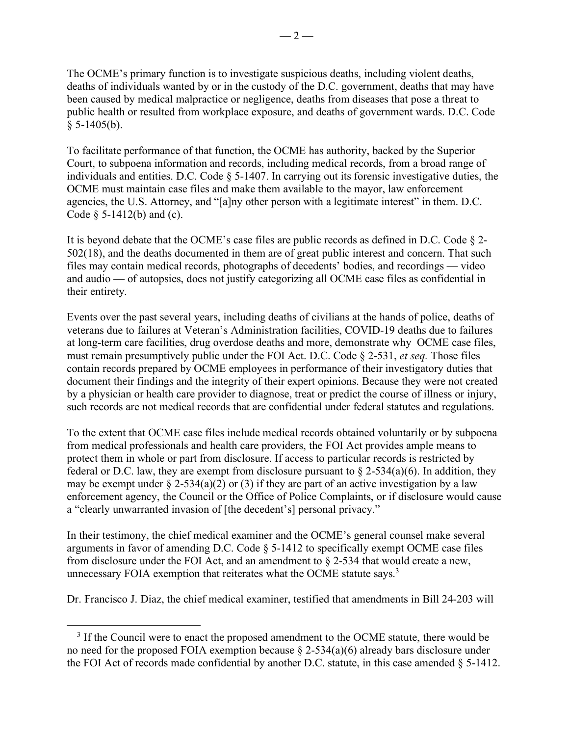The OCME's primary function is to investigate suspicious deaths, including violent deaths, deaths of individuals wanted by or in the custody of the D.C. government, deaths that may have been caused by medical malpractice or negligence, deaths from diseases that pose a threat to public health or resulted from workplace exposure, and deaths of government wards. D.C. Code § 5-1405(b).

To facilitate performance of that function, the OCME has authority, backed by the Superior Court, to subpoena information and records, including medical records, from a broad range of individuals and entities. D.C. Code § 5-1407. In carrying out its forensic investigative duties, the OCME must maintain case files and make them available to the mayor, law enforcement agencies, the U.S. Attorney, and "[a]ny other person with a legitimate interest" in them. D.C. Code § 5-1412(b) and (c).

It is beyond debate that the OCME's case files are public records as defined in D.C. Code § 2-502(18), and the deaths documented in them are of great public interest and concern. That such files may contain medical records, photographs of decedents' bodies, and recordings — video and audio — of autopsies, does not justify categorizing all OCME case files as confidential in their entirety.

Events over the past several years, including deaths of civilians at the hands of police, deaths of veterans due to failures at Veteran's Administration facilities, COVID-19 deaths due to failures at long-term care facilities, drug overdose deaths and more, demonstrate why OCME case files, must remain presumptively public under the FOI Act. D.C. Code § 2-531, *et seq.* Those files contain records prepared by OCME employees in performance of their investigatory duties that document their findings and the integrity of their expert opinions. Because they were not created by a physician or health care provider to diagnose, treat or predict the course of illness or injury, such records are not medical records that are confidential under federal statutes and regulations.

To the extent that OCME case files include medical records obtained voluntarily or by subpoena from medical professionals and health care providers, the FOI Act provides ample means to protect them in whole or part from disclosure. If access to particular records is restricted by federal or D.C. law, they are exempt from disclosure pursuant to § 2-534(a)(6). In addition, they may be exempt under § 2-534(a)(2) or (3) if they are part of an active investigation by a law enforcement agency, the Council or the Office of Police Complaints, or if disclosure would cause a "clearly unwarranted invasion of [the decedent's] personal privacy."

In their testimony, the chief medical examiner and the OCME's general counsel make several arguments in favor of amending D.C. Code § 5-1412 to specifically exempt OCME case files from disclosure under the FOI Act, and an amendment to § 2-534 that would create a new, unnecessary FOIA exemption that reiterates what the OCME statute says.[3]

Dr. Francisco J. Diaz, the chief medical examiner, testified that amendments in Bill 24-203 will

[3] If the Council were to enact the proposed amendment to the OCME statute, there would be no need for the proposed FOIA exemption because § 2-534(a)(6) already bars disclosure under the FOI Act of records made confidential by another D.C. statute, in this case amended § 5-1412.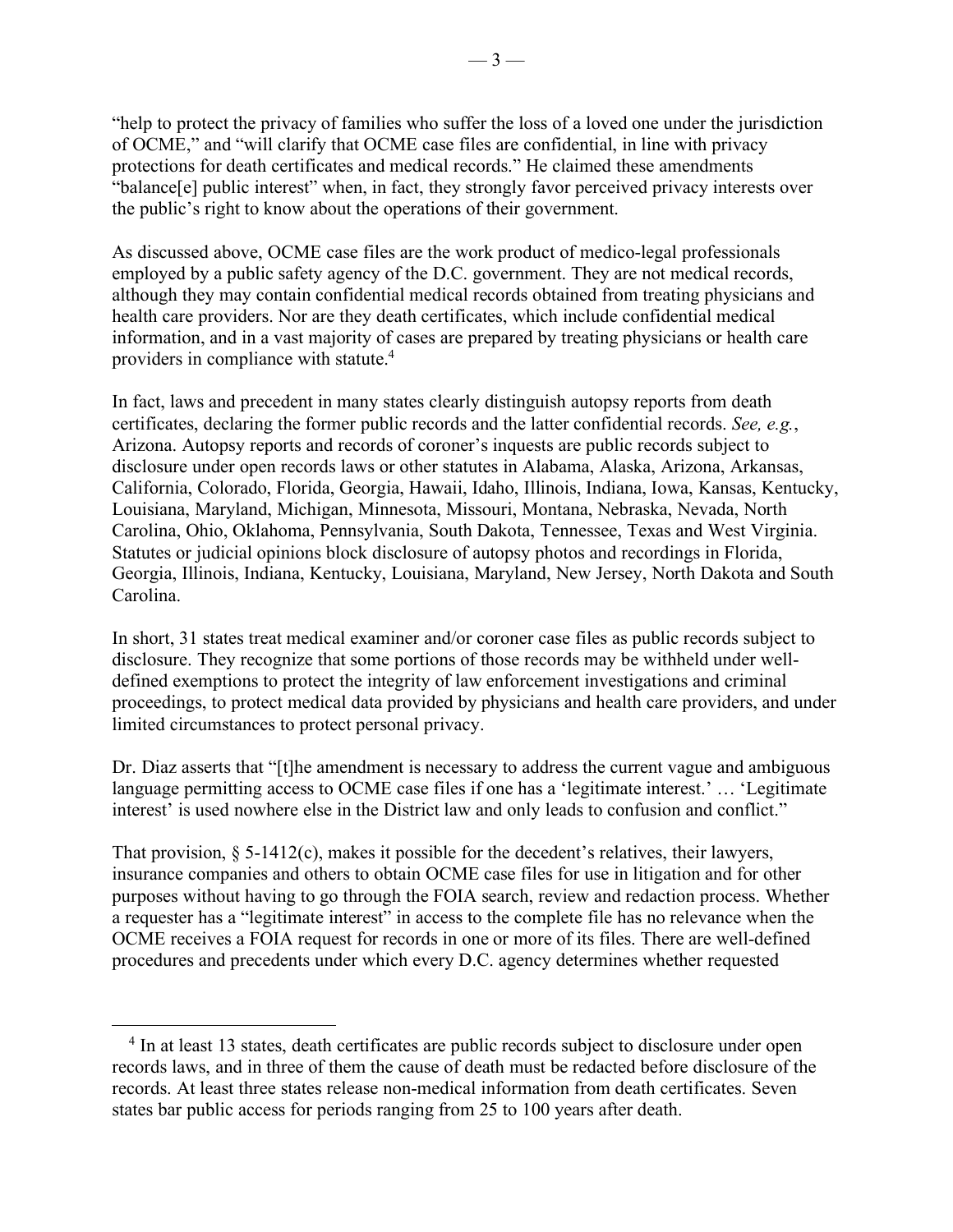"help to protect the privacy of families who suffer the loss of a loved one under the jurisdiction of OCME," and "will clarify that OCME case files are confidential, in line with privacy protections for death certificates and medical records." He claimed these amendments "balance[e] public interest" when, in fact, they strongly favor perceived privacy interests over the public's right to know about the operations of their government.

As discussed above, OCME case files are the work product of medico-legal professionals employed by a public safety agency of the D.C. government. They are not medical records, although they may contain confidential medical records obtained from treating physicians and health care providers. Nor are they death certificates, which include confidential medical information, and in a vast majority of cases are prepared by treating physicians or health care providers in compliance with statute.[4]

In fact, laws and precedent in many states clearly distinguish autopsy reports from death certificates, declaring the former public records and the latter confidential records. *See, e.g.*, Arizona. Autopsy reports and records of coroner's inquests are public records subject to disclosure under open records laws or other statutes in Alabama, Alaska, Arizona, Arkansas, California, Colorado, Florida, Georgia, Hawaii, Idaho, Illinois, Indiana, Iowa, Kansas, Kentucky, Louisiana, Maryland, Michigan, Minnesota, Missouri, Montana, Nebraska, Nevada, North Carolina, Ohio, Oklahoma, Pennsylvania, South Dakota, Tennessee, Texas and West Virginia. Statutes or judicial opinions block disclosure of autopsy photos and recordings in Florida, Georgia, Illinois, Indiana, Kentucky, Louisiana, Maryland, New Jersey, North Dakota and South Carolina.

In short, 31 states treat medical examiner and/or coroner case files as public records subject to disclosure. They recognize that some portions of those records may be withheld under well-defined exemptions to protect the integrity of law enforcement investigations and criminal proceedings, to protect medical data provided by physicians and health care providers, and under limited circumstances to protect personal privacy.

Dr. Diaz asserts that "[t]he amendment is necessary to address the current vague and ambiguous language permitting access to OCME case files if one has a 'legitimate interest.' … 'Legitimate interest' is used nowhere else in the District law and only leads to confusion and conflict."

That provision, § 5-1412(c), makes it possible for the decedent's relatives, their lawyers, insurance companies and others to obtain OCME case files for use in litigation and for other purposes without having to go through the FOIA search, review and redaction process. Whether a requester has a "legitimate interest" in access to the complete file has no relevance when the OCME receives a FOIA request for records in one or more of its files. There are well-defined procedures and precedents under which every D.C. agency determines whether requested

[4] In at least 13 states, death certificates are public records subject to disclosure under open records laws, and in three of them the cause of death must be redacted before disclosure of the records. At least three states release non-medical information from death certificates. Seven states bar public access for periods ranging from 25 to 100 years after death.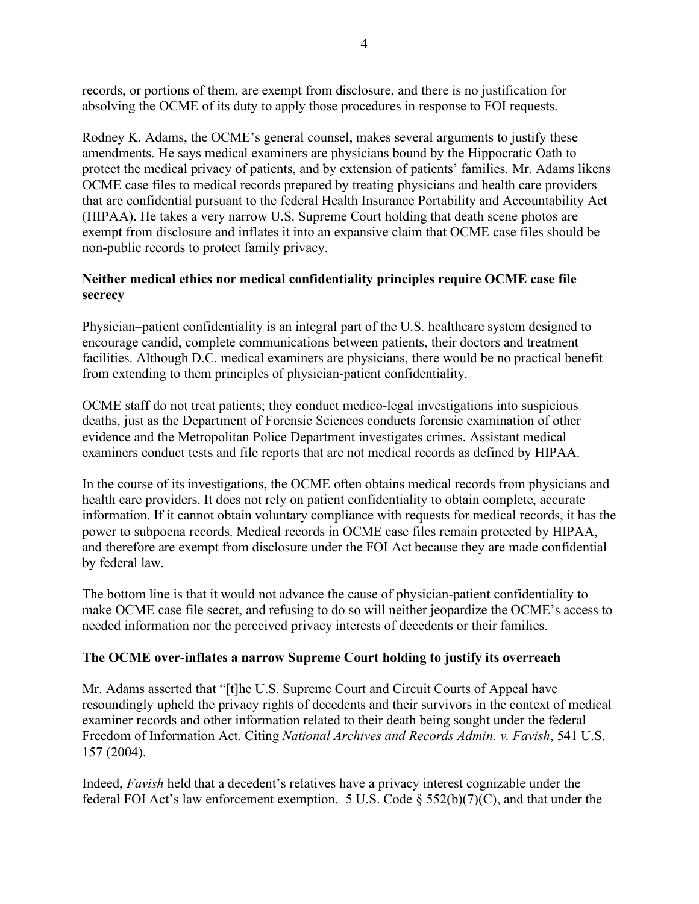records, or portions of them, are exempt from disclosure, and there is no justification for absolving the OCME of its duty to apply those procedures in response to FOI requests.

Rodney K. Adams, the OCME's general counsel, makes several arguments to justify these amendments. He says medical examiners are physicians bound by the Hippocratic Oath to protect the medical privacy of patients, and by extension of patients' families. Mr. Adams likens OCME case files to medical records prepared by treating physicians and health care providers that are confidential pursuant to the federal Health Insurance Portability and Accountability Act (HIPAA). He takes a very narrow U.S. Supreme Court holding that death scene photos are exempt from disclosure and inflates it into an expansive claim that OCME case files should be non-public records to protect family privacy.

**Neither medical ethics nor medical confidentiality principles require OCME case file secrecy**

Physician–patient confidentiality is an integral part of the U.S. healthcare system designed to encourage candid, complete communications between patients, their doctors and treatment facilities. Although D.C. medical examiners are physicians, there would be no practical benefit from extending to them principles of physician-patient confidentiality.

OCME staff do not treat patients; they conduct medico-legal investigations into suspicious deaths, just as the Department of Forensic Sciences conducts forensic examination of other evidence and the Metropolitan Police Department investigates crimes. Assistant medical examiners conduct tests and file reports that are not medical records as defined by HIPAA.

In the course of its investigations, the OCME often obtains medical records from physicians and health care providers. It does not rely on patient confidentiality to obtain complete, accurate information. If it cannot obtain voluntary compliance with requests for medical records, it has the power to subpoena records. Medical records in OCME case files remain protected by HIPAA, and therefore are exempt from disclosure under the FOI Act because they are made confidential by federal law.

The bottom line is that it would not advance the cause of physician-patient confidentiality to make OCME case file secret, and refusing to do so will neither jeopardize the OCME's access to needed information nor the perceived privacy interests of decedents or their families.

**The OCME over-inflates a narrow Supreme Court holding to justify its overreach**

Mr. Adams asserted that "[t]he U.S. Supreme Court and Circuit Courts of Appeal have resoundingly upheld the privacy rights of decedents and their survivors in the context of medical examiner records and other information related to their death being sought under the federal Freedom of Information Act. Citing *National Archives and Records Admin. v. Favish*, 541 U.S. 157 (2004).

Indeed, *Favish* held that a decedent's relatives have a privacy interest cognizable under the federal FOI Act's law enforcement exemption, 5 U.S. Code § 552(b)(7)(C), and that under the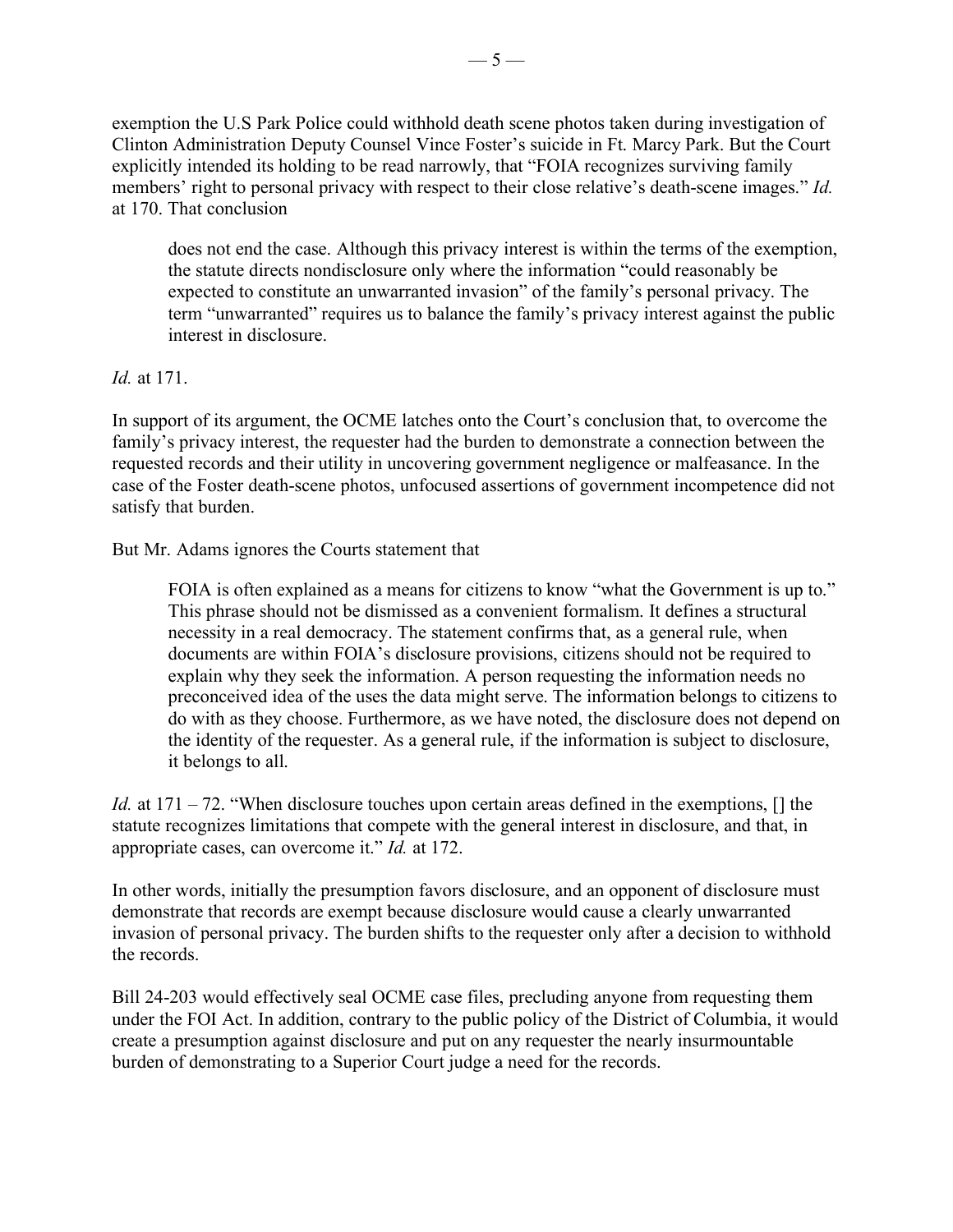exemption the U.S Park Police could withhold death scene photos taken during investigation of Clinton Administration Deputy Counsel Vince Foster's suicide in Ft. Marcy Park. But the Court explicitly intended its holding to be read narrowly, that "FOIA recognizes surviving family members' right to personal privacy with respect to their close relative's death-scene images." *Id.* at 170. That conclusion

> does not end the case. Although this privacy interest is within the terms of the exemption, the statute directs nondisclosure only where the information "could reasonably be expected to constitute an unwarranted invasion" of the family's personal privacy. The term "unwarranted" requires us to balance the family's privacy interest against the public interest in disclosure.

*Id.* at 171.

In support of its argument, the OCME latches onto the Court's conclusion that, to overcome the family's privacy interest, the requester had the burden to demonstrate a connection between the requested records and their utility in uncovering government negligence or malfeasance. In the case of the Foster death-scene photos, unfocused assertions of government incompetence did not satisfy that burden.

But Mr. Adams ignores the Courts statement that

> FOIA is often explained as a means for citizens to know "what the Government is up to." This phrase should not be dismissed as a convenient formalism. It defines a structural necessity in a real democracy. The statement confirms that, as a general rule, when documents are within FOIA's disclosure provisions, citizens should not be required to explain why they seek the information. A person requesting the information needs no preconceived idea of the uses the data might serve. The information belongs to citizens to do with as they choose. Furthermore, as we have noted, the disclosure does not depend on the identity of the requester. As a general rule, if the information is subject to disclosure, it belongs to all.

*Id.* at 171 – 72. "When disclosure touches upon certain areas defined in the exemptions, [] the statute recognizes limitations that compete with the general interest in disclosure, and that, in appropriate cases, can overcome it." *Id.* at 172.

In other words, initially the presumption favors disclosure, and an opponent of disclosure must demonstrate that records are exempt because disclosure would cause a clearly unwarranted invasion of personal privacy. The burden shifts to the requester only after a decision to withhold the records.

Bill 24-203 would effectively seal OCME case files, precluding anyone from requesting them under the FOI Act. In addition, contrary to the public policy of the District of Columbia, it would create a presumption against disclosure and put on any requester the nearly insurmountable burden of demonstrating to a Superior Court judge a need for the records.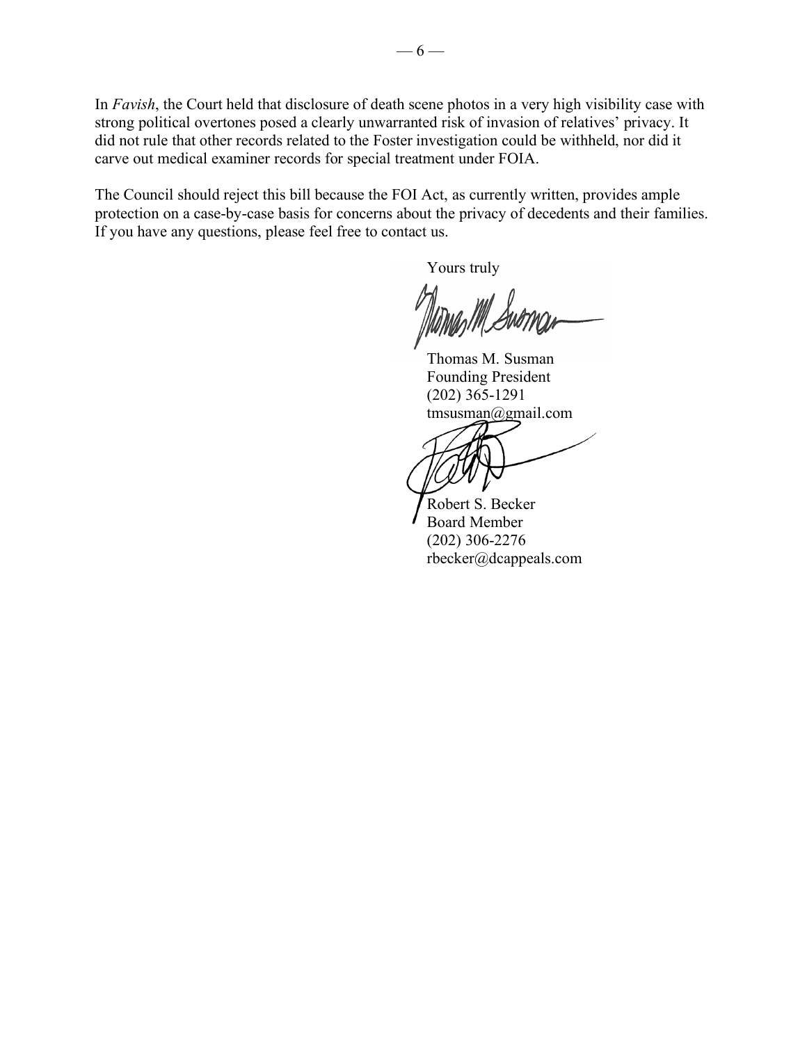In *Favish*, the Court held that disclosure of death scene photos in a very high visibility case with strong political overtones posed a clearly unwarranted risk of invasion of relatives' privacy. It did not rule that other records related to the Foster investigation could be withheld, nor did it carve out medical examiner records for special treatment under FOIA.

The Council should reject this bill because the FOI Act, as currently written, provides ample protection on a case-by-case basis for concerns about the privacy of decedents and their families. If you have any questions, please feel free to contact us.

Yours truly

Thomas M. Susman
Founding President
(202) 365-1291
tmsusman@gmail.com

Robert S. Becker
Board Member
(202) 306-2276
rbecker@dcappeals.com